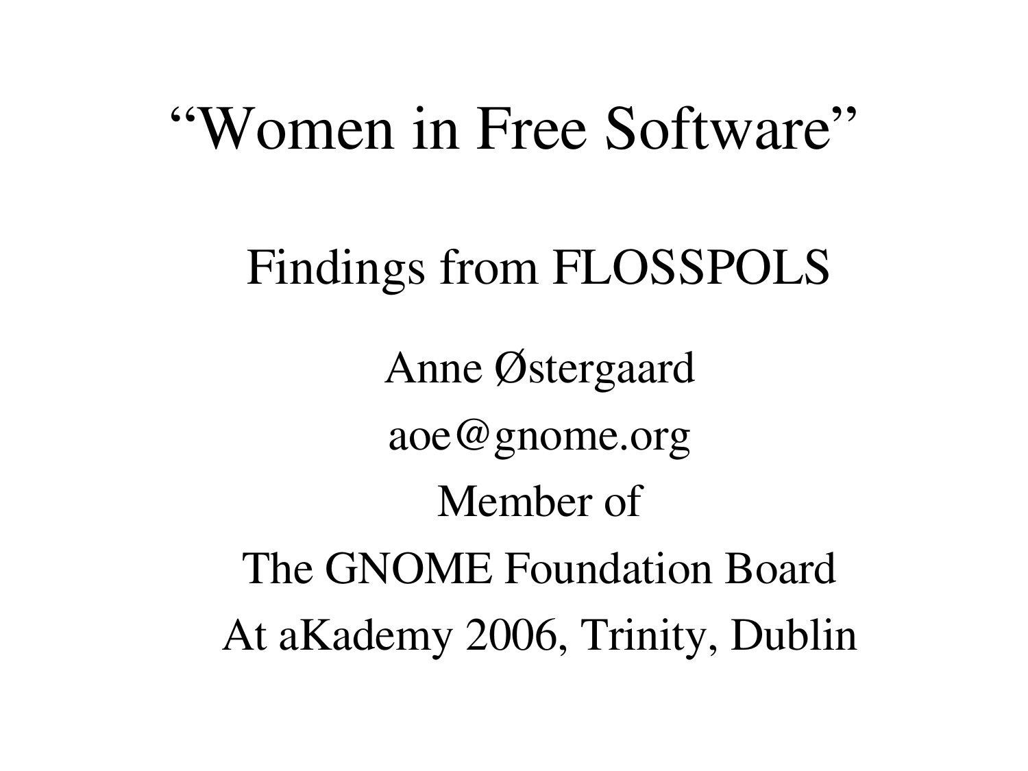# "Women in Free Software"

## Findings from FLOSSPOLS

Anne Østergaard

aoe@gnome.org

Member of

The GNOME Foundation Board

At aKademy 2006, Trinity, Dublin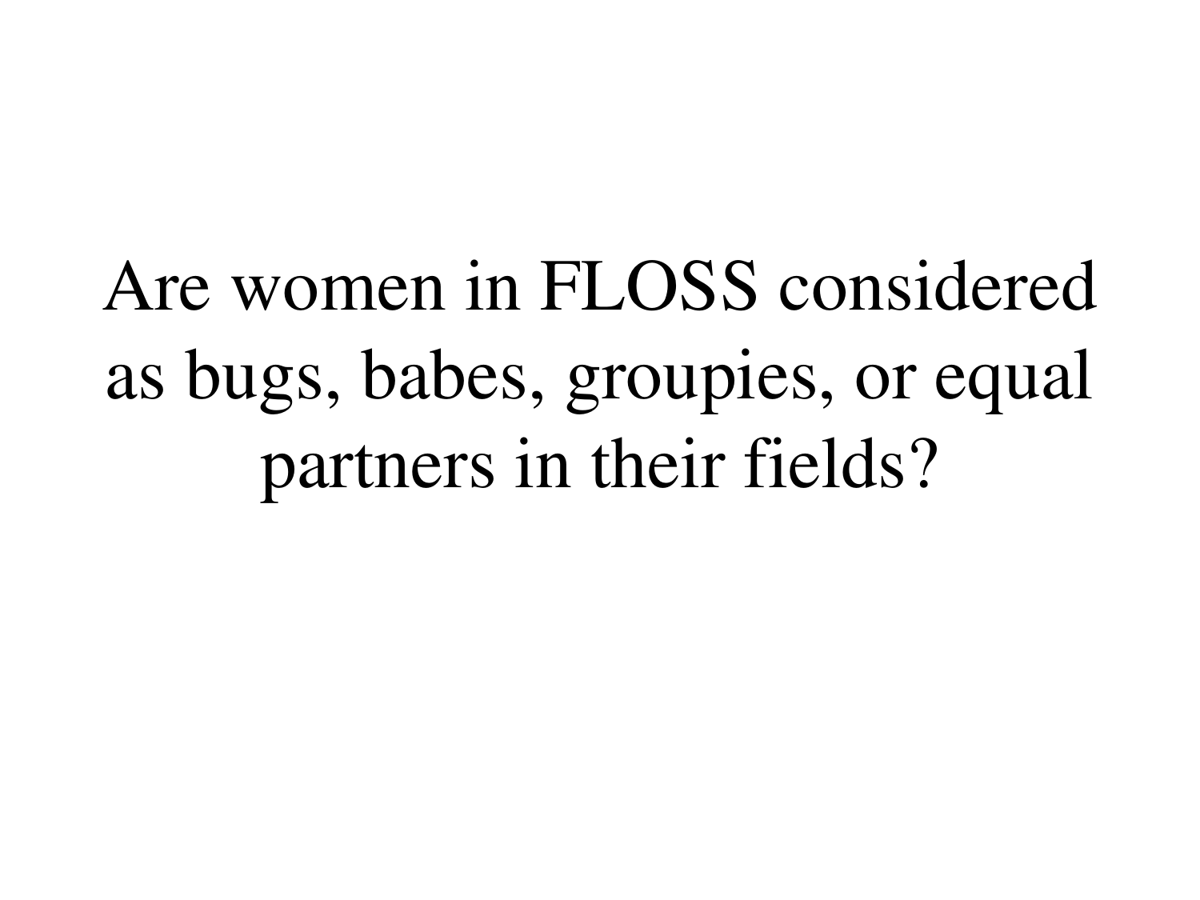Are women in FLOSS considered as bugs, babes, groupies, or equal partners in their fields?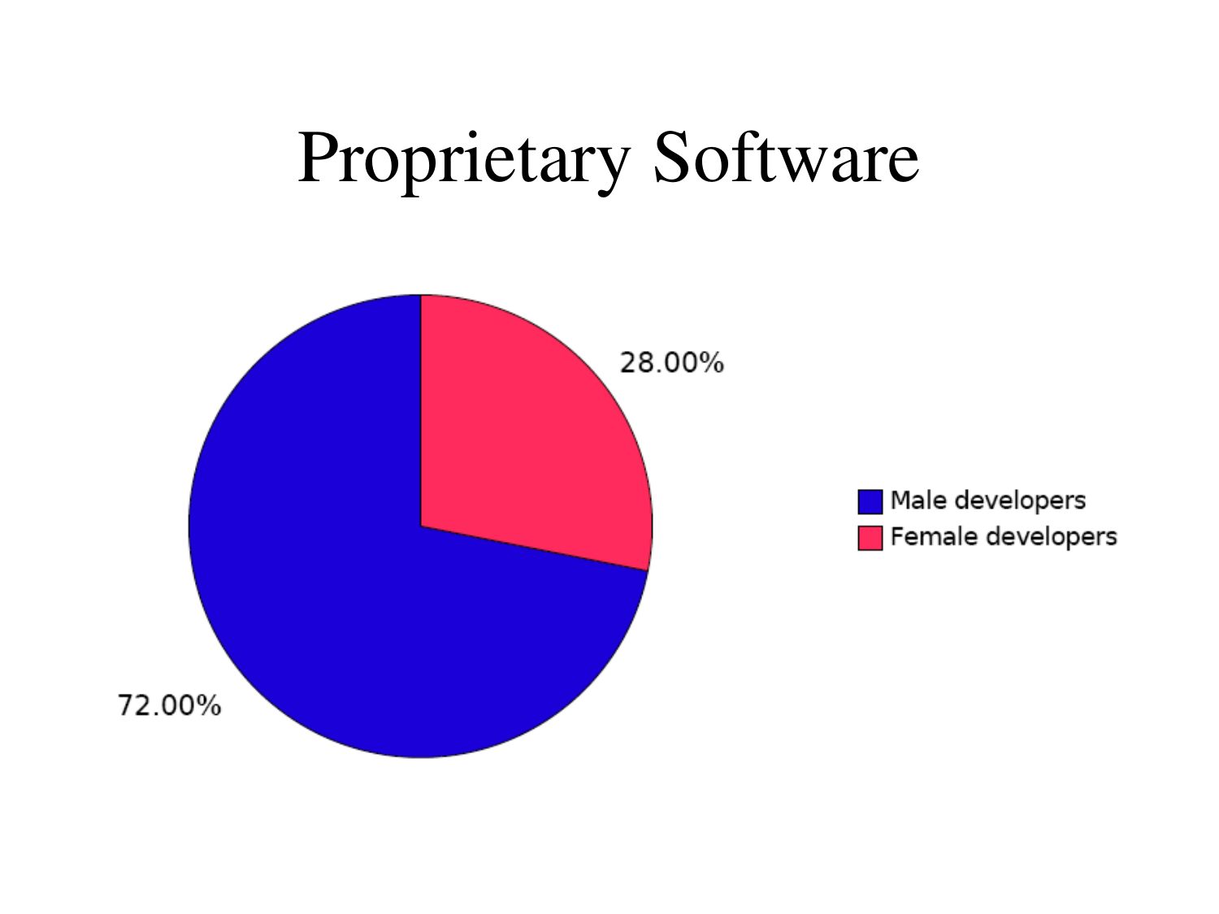# Proprietary Software

28.00%

72.00%

- Male developers
- Female developers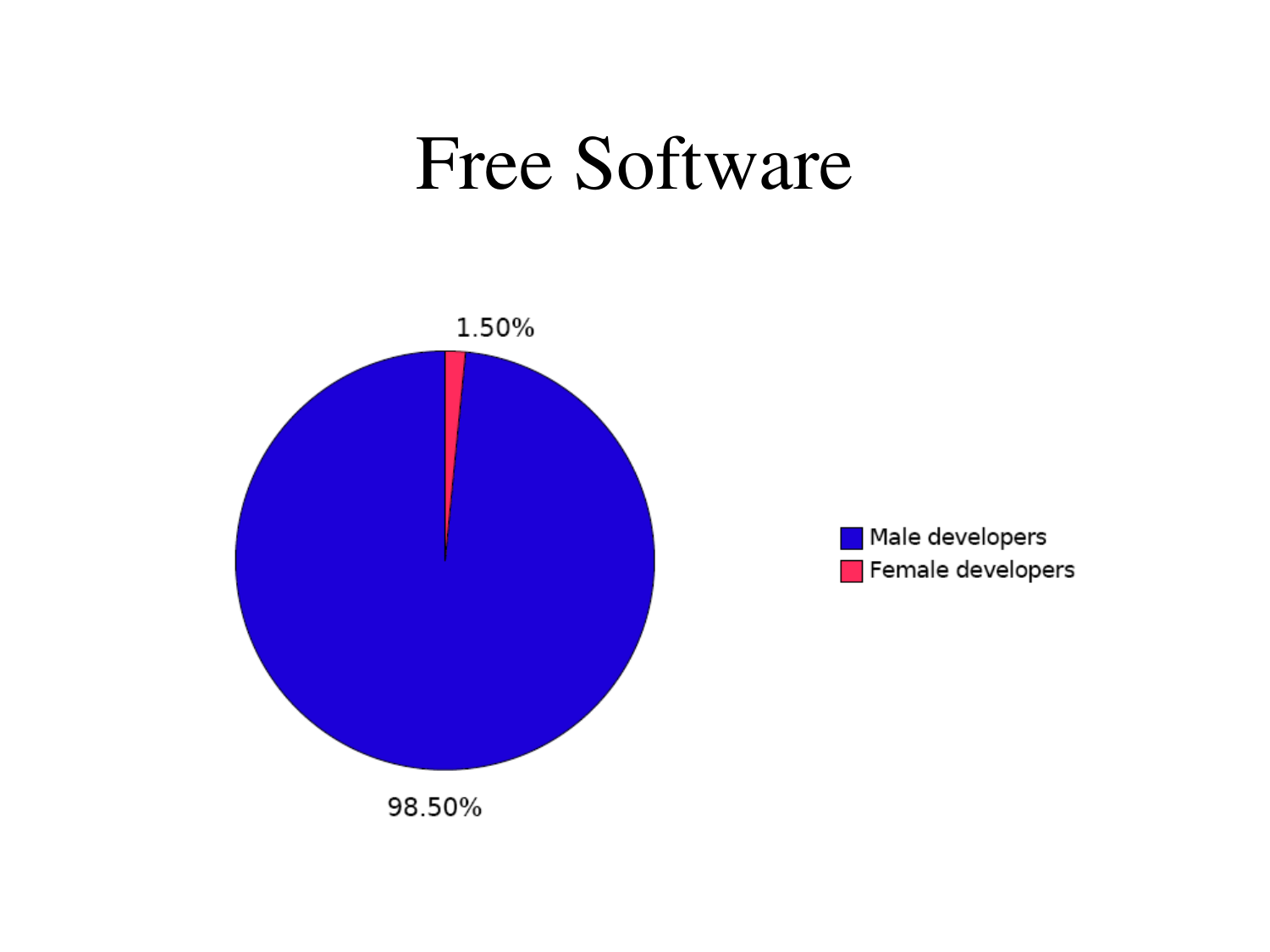# Free Software

1.50%

98.50%

- Male developers
- Female developers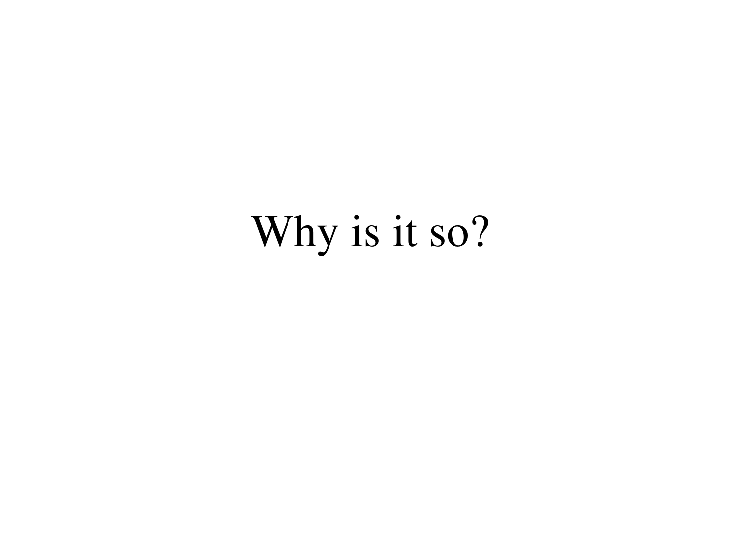# Why is it so?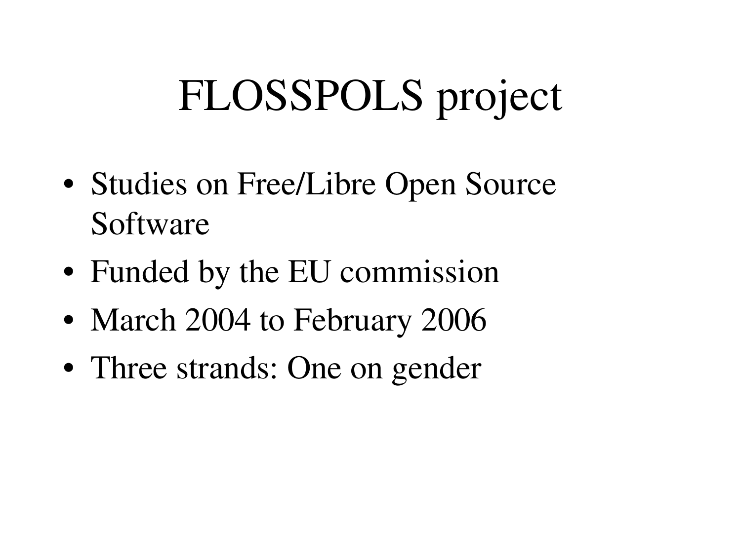# FLOSSPOLS project

- Studies on Free/Libre Open Source Software
- Funded by the EU commission
- March 2004 to February 2006
- Three strands: One on gender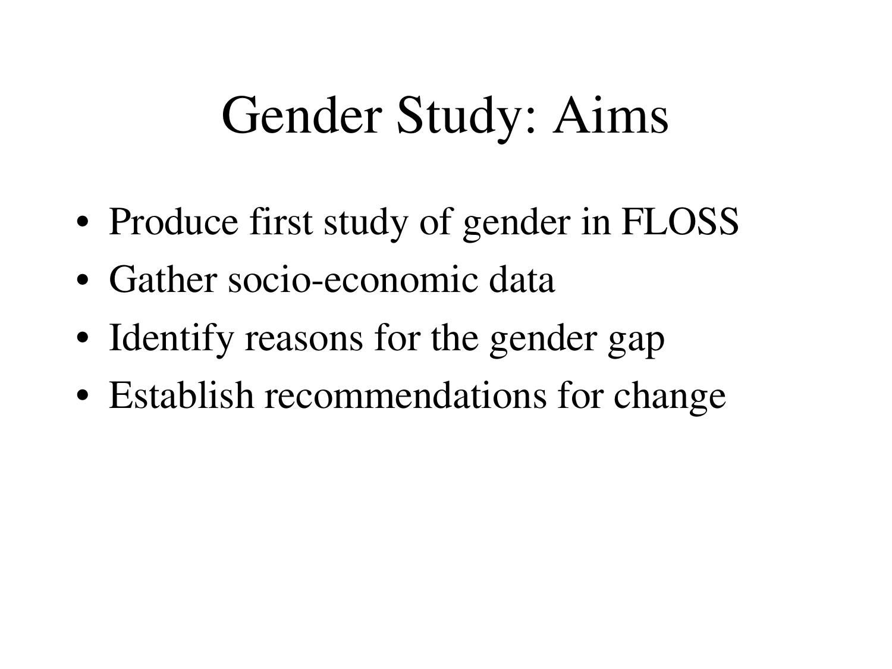# Gender Study: Aims

- Produce first study of gender in FLOSS
- Gather socio-economic data
- Identify reasons for the gender gap
- Establish recommendations for change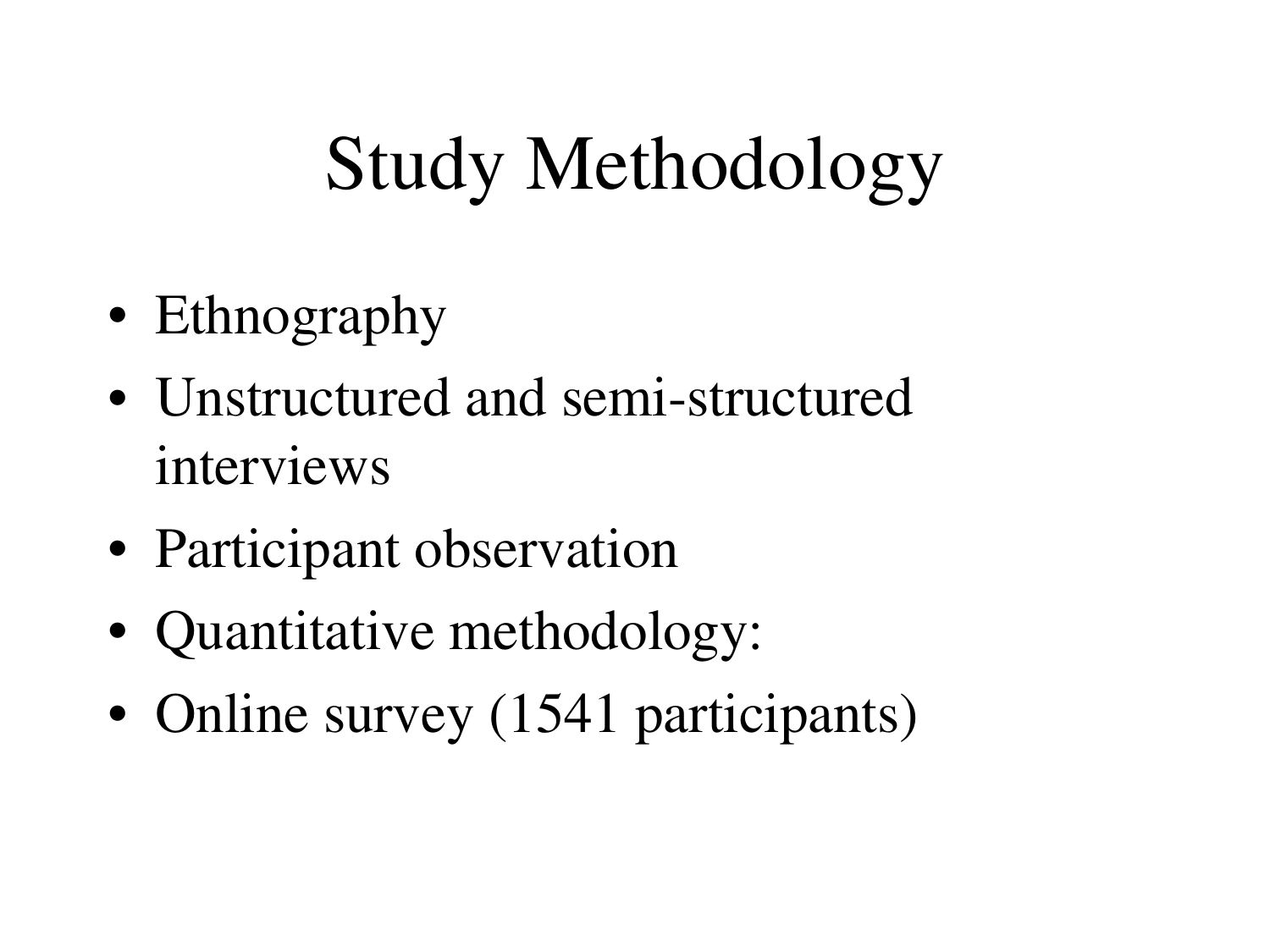# Study Methodology

- Ethnography
- Unstructured and semi-structured interviews
- Participant observation
- Quantitative methodology:
- Online survey (1541 participants)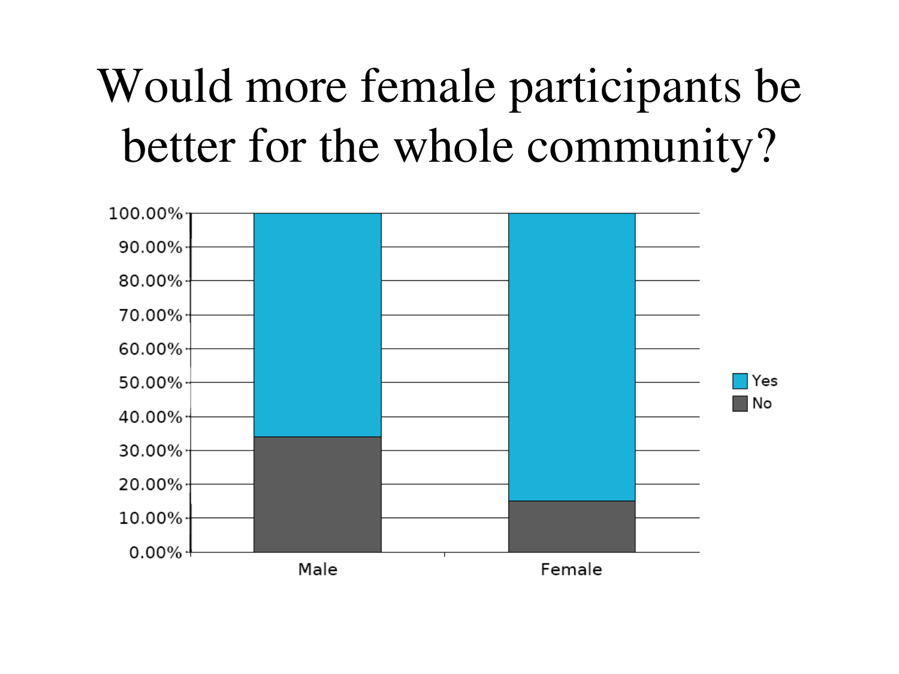# Would more female participants be better for the whole community?

| | Male | Female |
|---|---|---|
| Yes | ~66% | ~85% |
| No | ~34% | ~15% |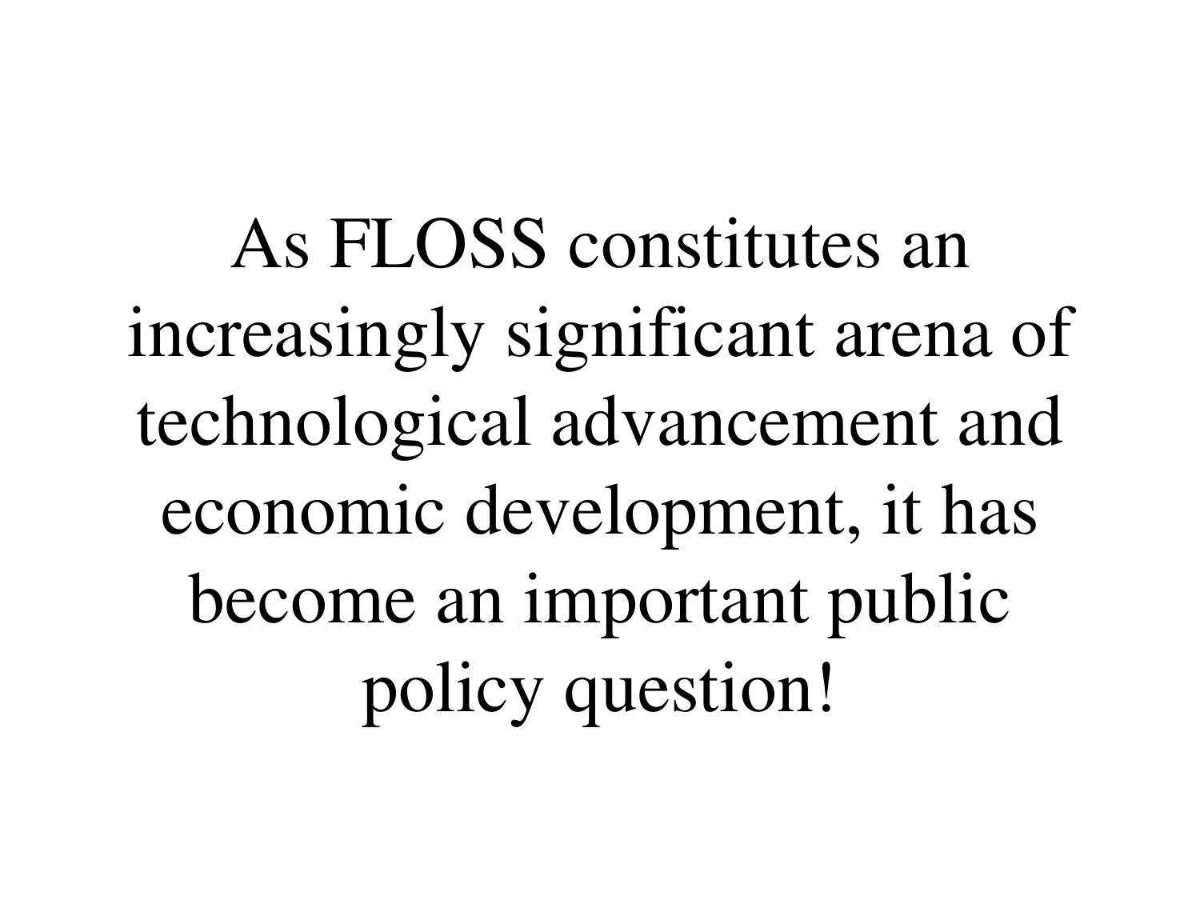As FLOSS constitutes an increasingly significant arena of technological advancement and economic development, it has become an important public policy question!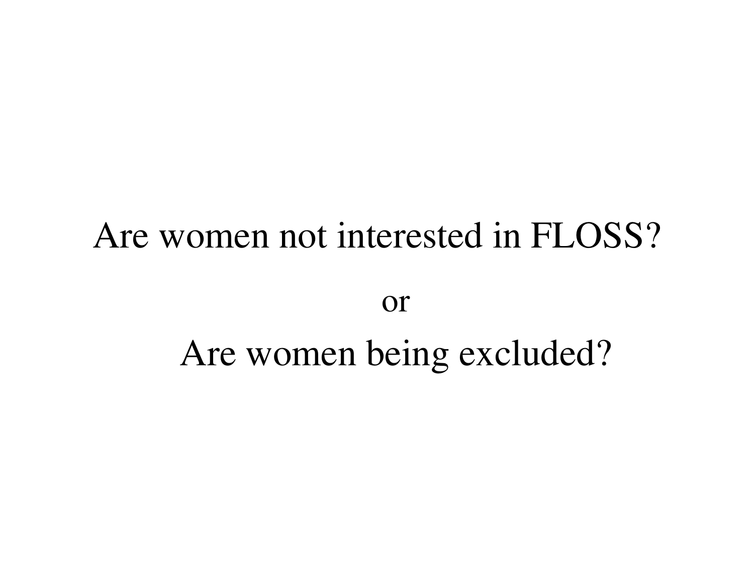Are women not interested in FLOSS?

or

Are women being excluded?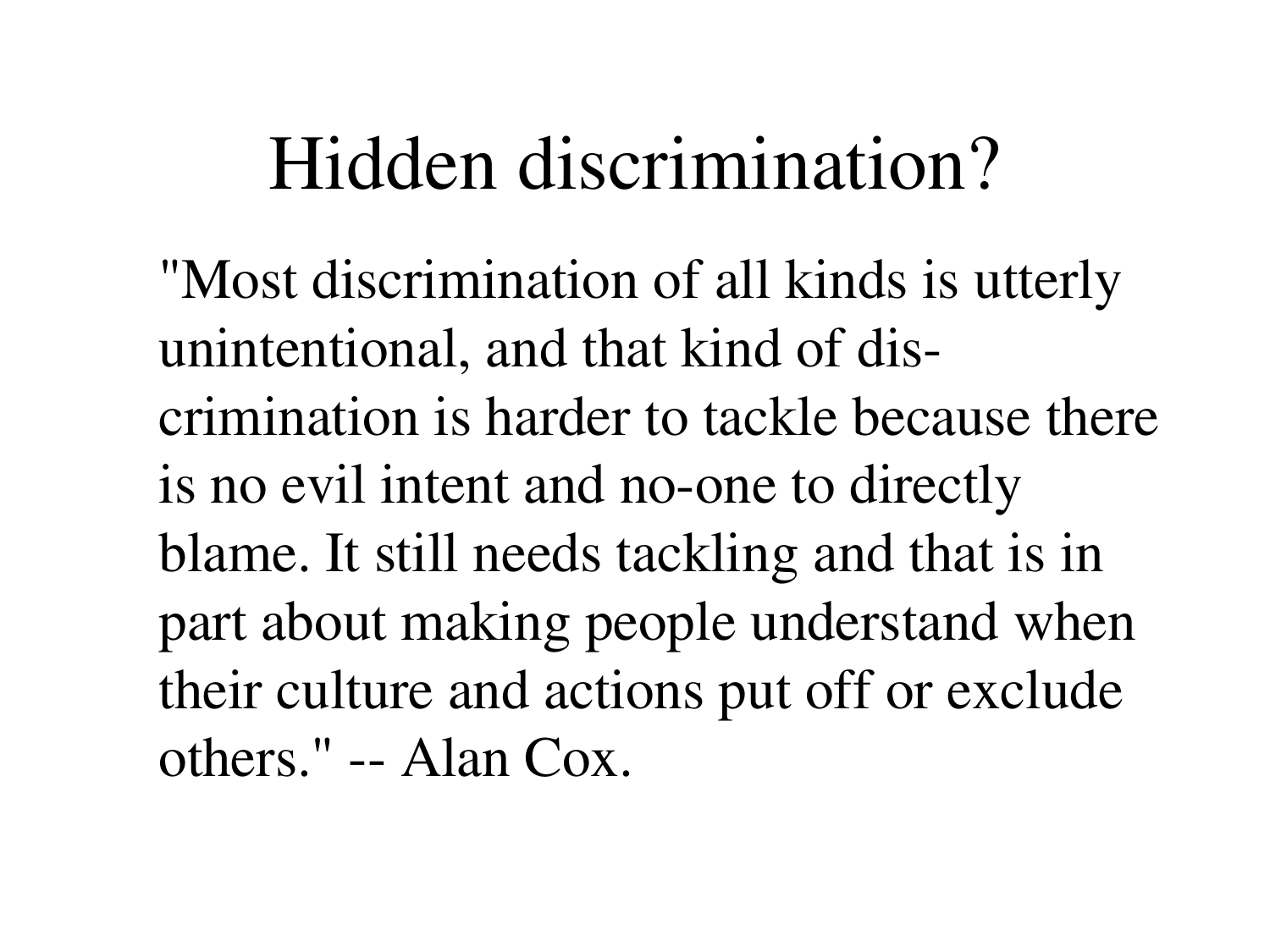# Hidden discrimination?

"Most discrimination of all kinds is utterly unintentional, and that kind of discrimination is harder to tackle because there is no evil intent and no-one to directly blame. It still needs tackling and that is in part about making people understand when their culture and actions put off or exclude others." -- Alan Cox.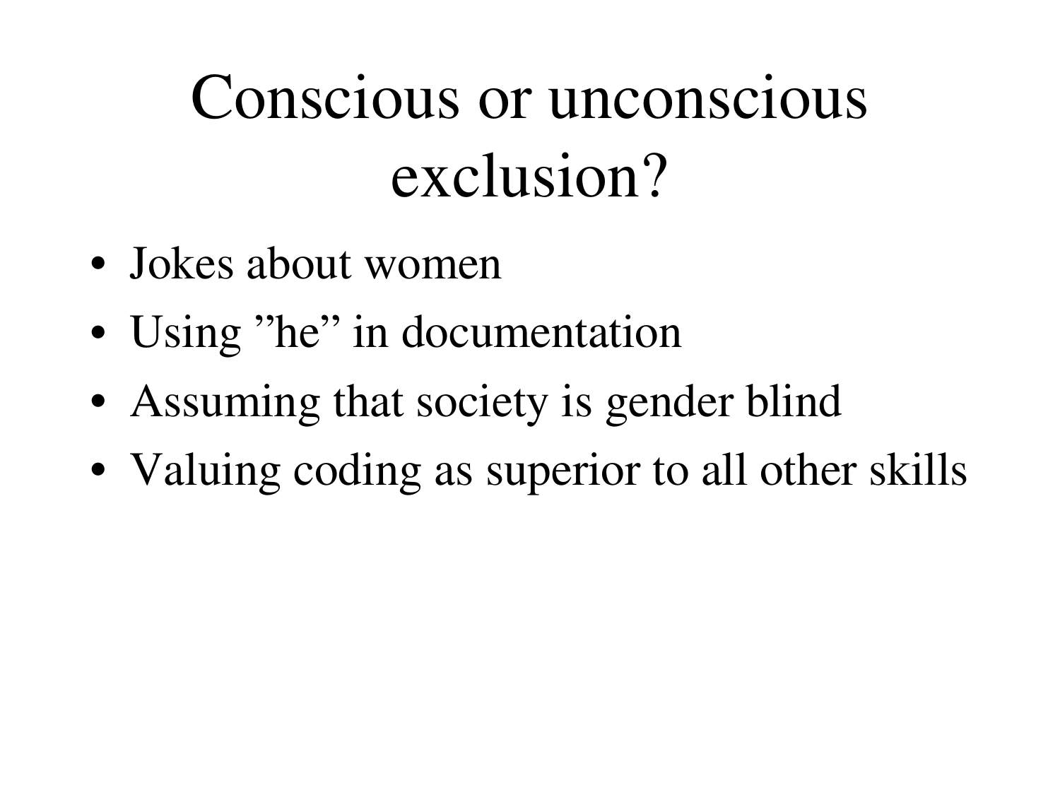# Conscious or unconscious exclusion?

- Jokes about women
- Using ”he” in documentation
- Assuming that society is gender blind
- Valuing coding as superior to all other skills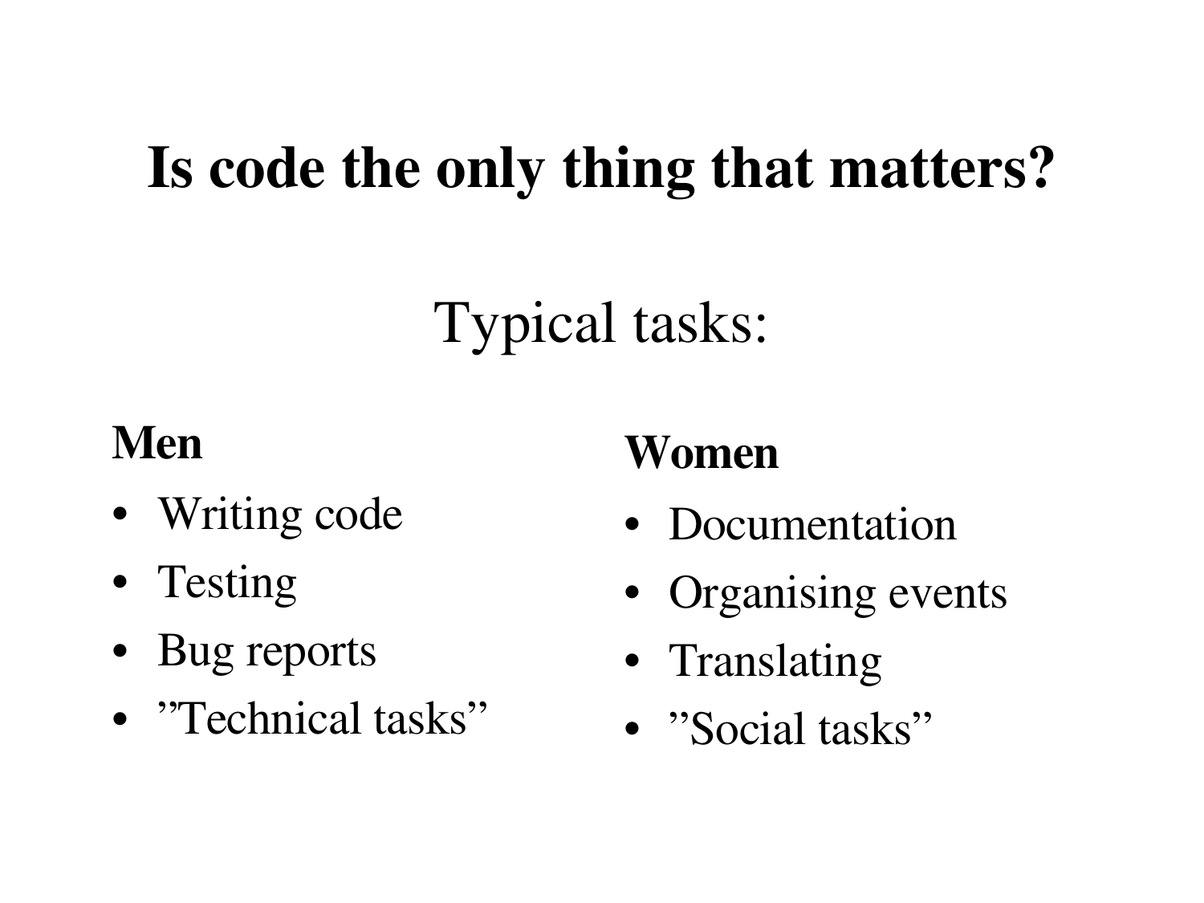# Is code the only thing that matters?

## Typical tasks:

**Men**

- Writing code
- Testing
- Bug reports
- ”Technical tasks”

**Women**

- Documentation
- Organising events
- Translating
- ”Social tasks”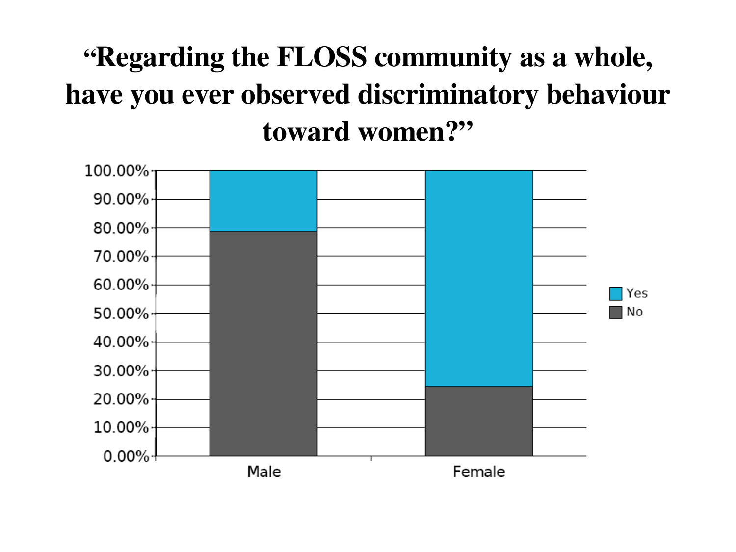# "Regarding the FLOSS community as a whole, have you ever observed discriminatory behaviour toward women?"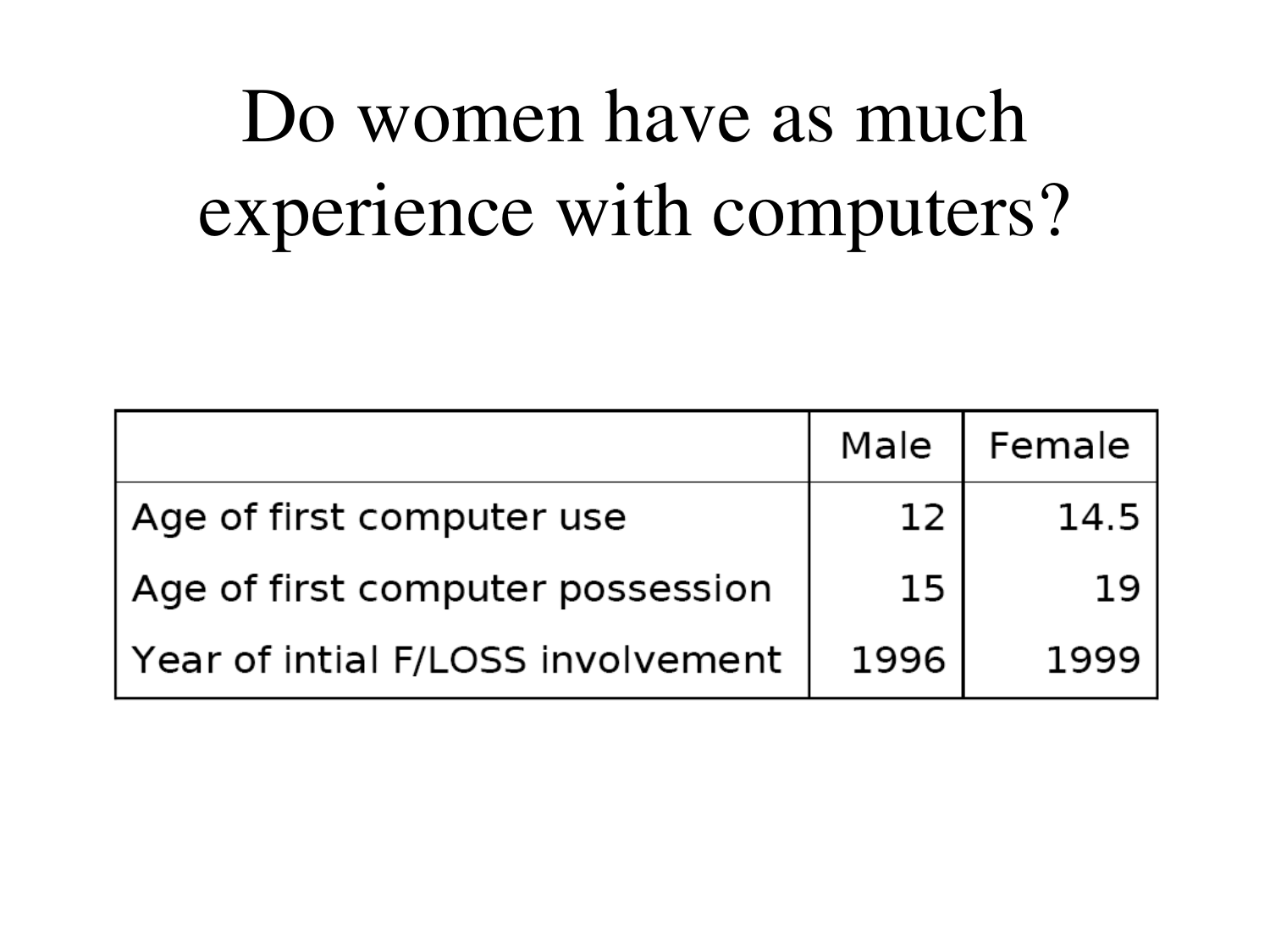# Do women have as much experience with computers?

| | Male | Female |
|---|---|---|
| Age of first computer use | 12 | 14.5 |
| Age of first computer possession | 15 | 19 |
| Year of intial F/LOSS involvement | 1996 | 1999 |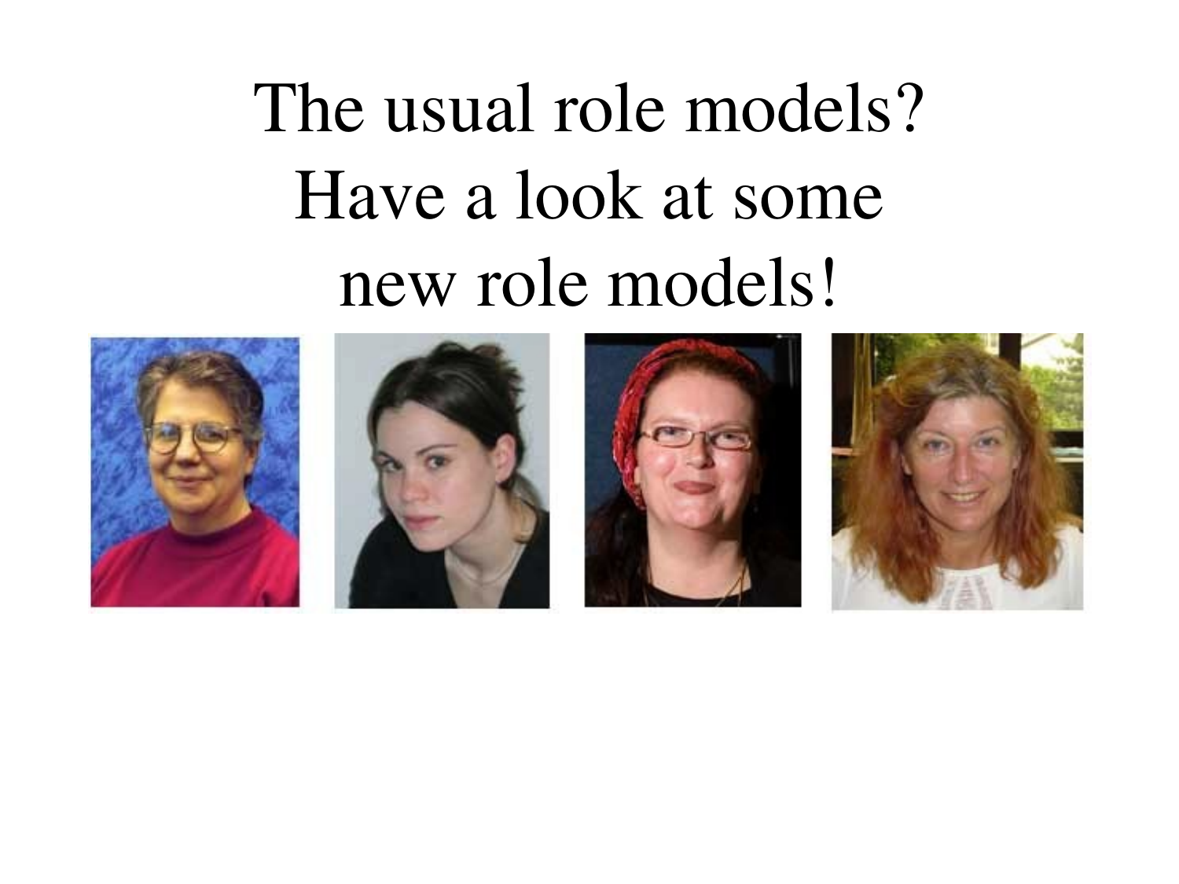# The usual role models? Have a look at some new role models!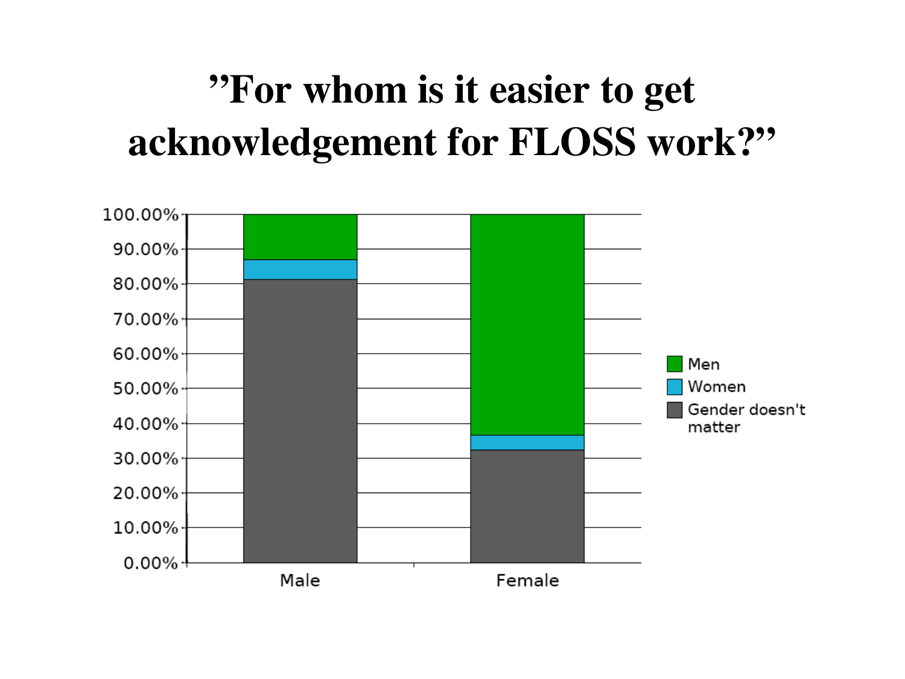# "For whom is it easier to get acknowledgement for FLOSS work?"

| | Gender doesn't matter | Women | Men |
|---|---|---|---|
| Male | ~81% | ~6% | ~13% |
| Female | ~32% | ~4% | ~64% |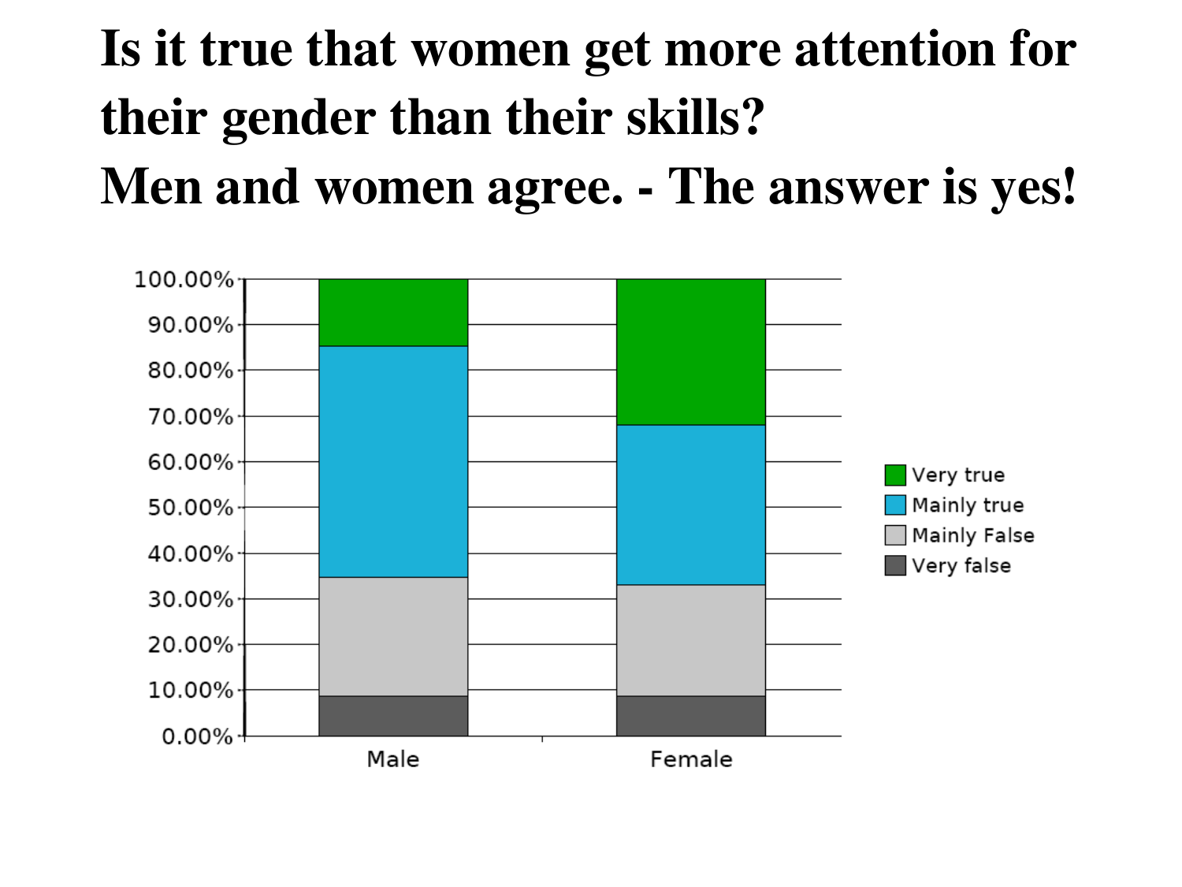# Is it true that women get more attention for their gender than their skills?

# Men and women agree. - The answer is yes!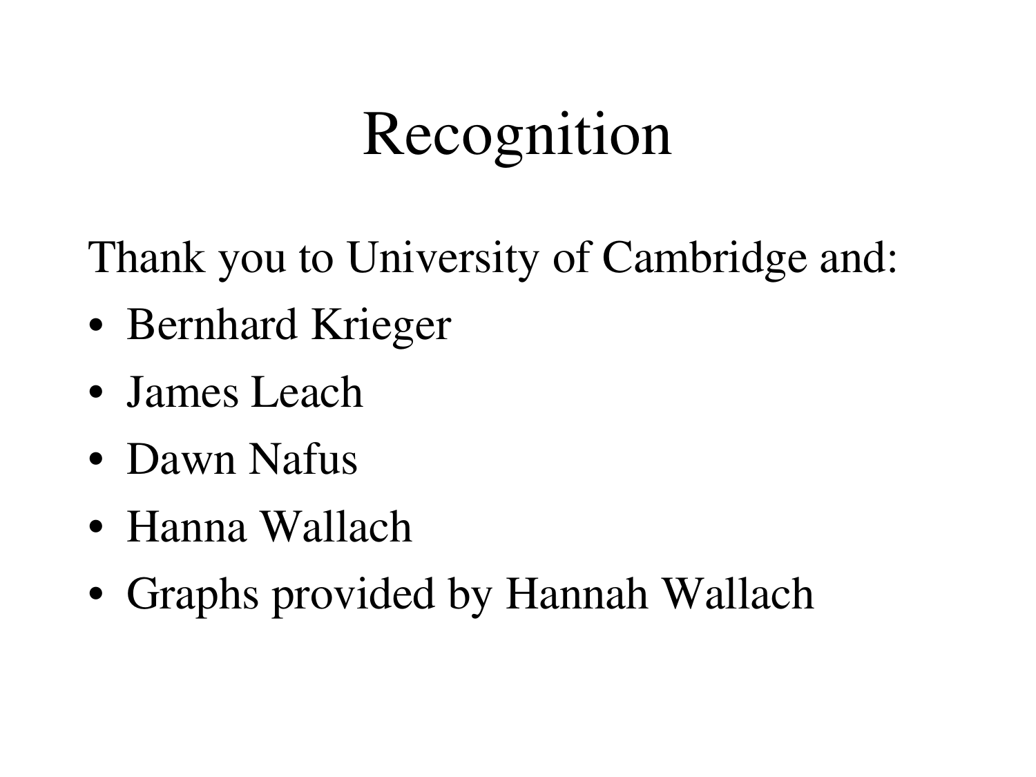# Recognition

Thank you to University of Cambridge and:

- Bernhard Krieger
- James Leach
- Dawn Nafus
- Hanna Wallach
- Graphs provided by Hannah Wallach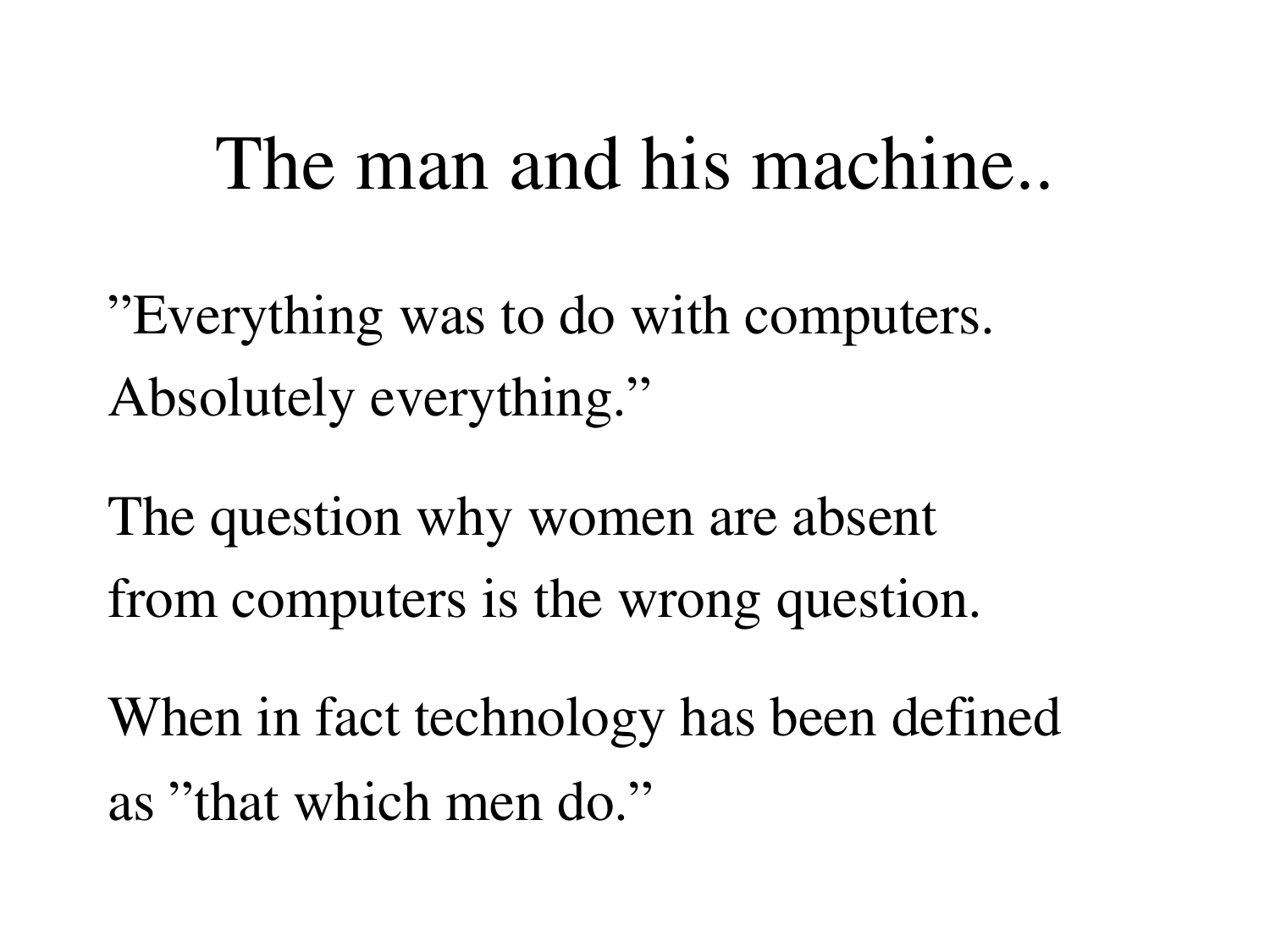# The man and his machine..

”Everything was to do with computers. Absolutely everything.”

The question why women are absent from computers is the wrong question.

When in fact technology has been defined as ”that which men do.”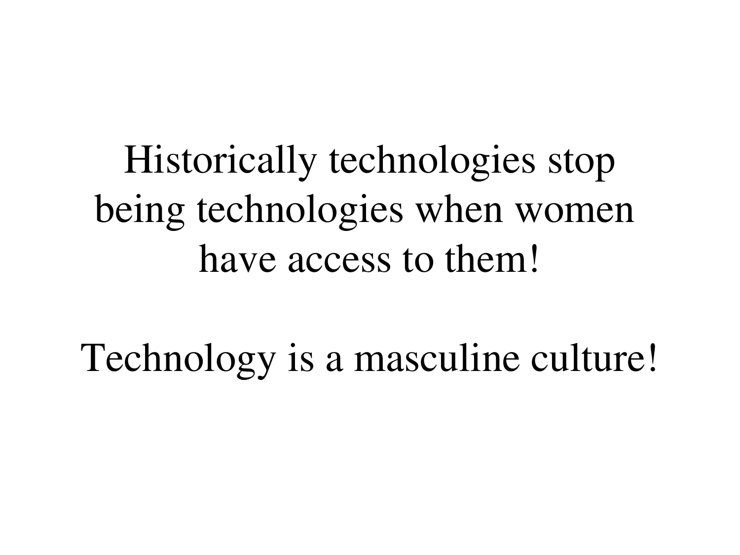Historically technologies stop being technologies when women have access to them!

Technology is a masculine culture!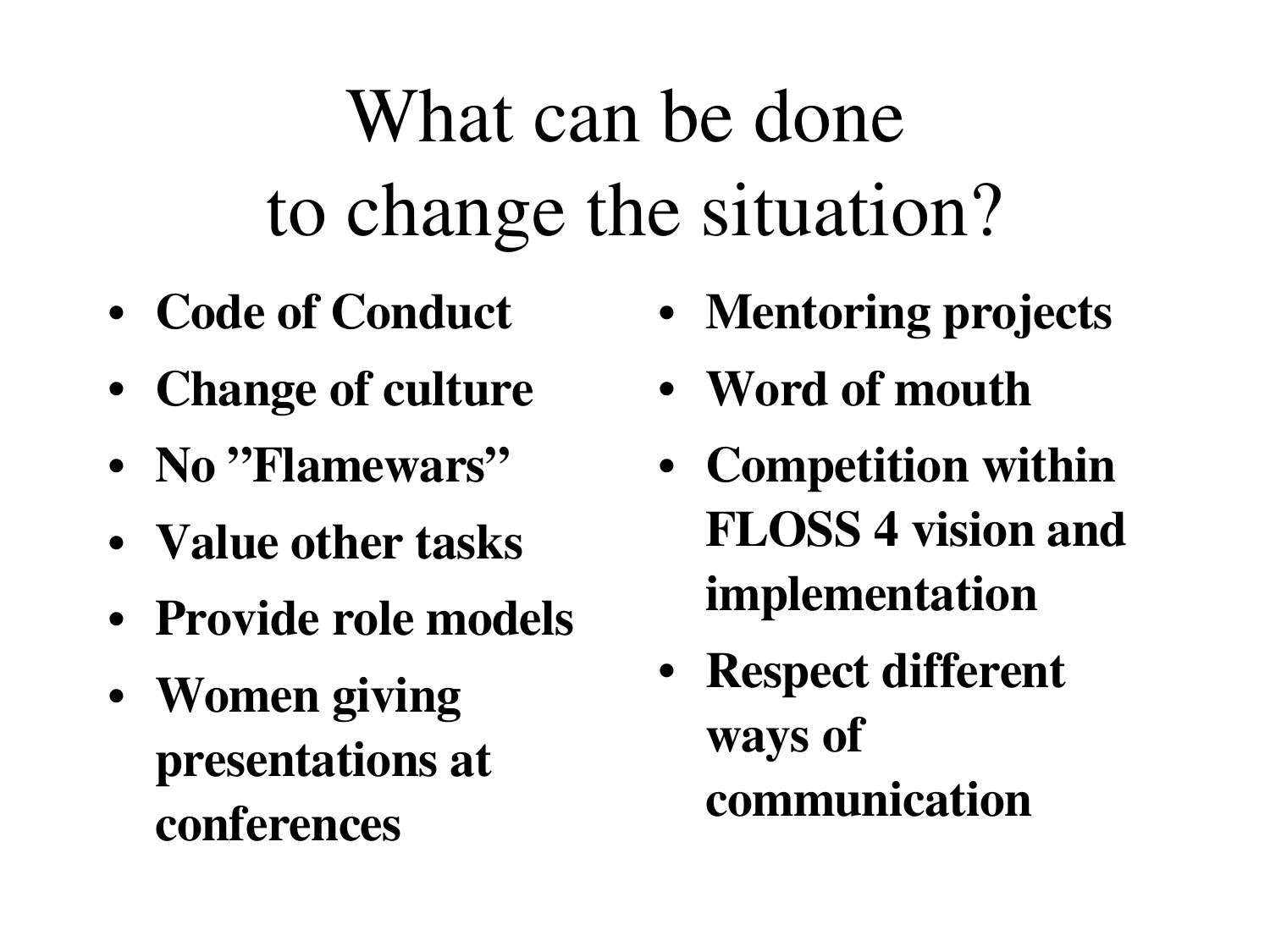# What can be done to change the situation?

- **Code of Conduct**
- **Change of culture**
- **No ”Flamewars”**
- **Value other tasks**
- **Provide role models**
- **Women giving presentations at conferences**
- **Mentoring projects**
- **Word of mouth**
- **Competition within FLOSS 4 vision and implementation**
- **Respect different ways of communication**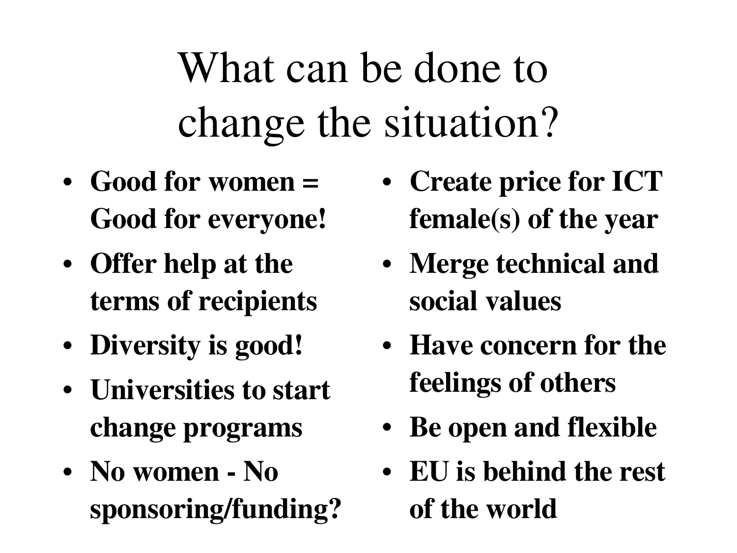# What can be done to change the situation?

- **Good for women = Good for everyone!**
- **Offer help at the terms of recipients**
- **Diversity is good!**
- **Universities to start change programs**
- **No women - No sponsoring/funding?**
- **Create price for ICT female(s) of the year**
- **Merge technical and social values**
- **Have concern for the feelings of others**
- **Be open and flexible**
- **EU is behind the rest of the world**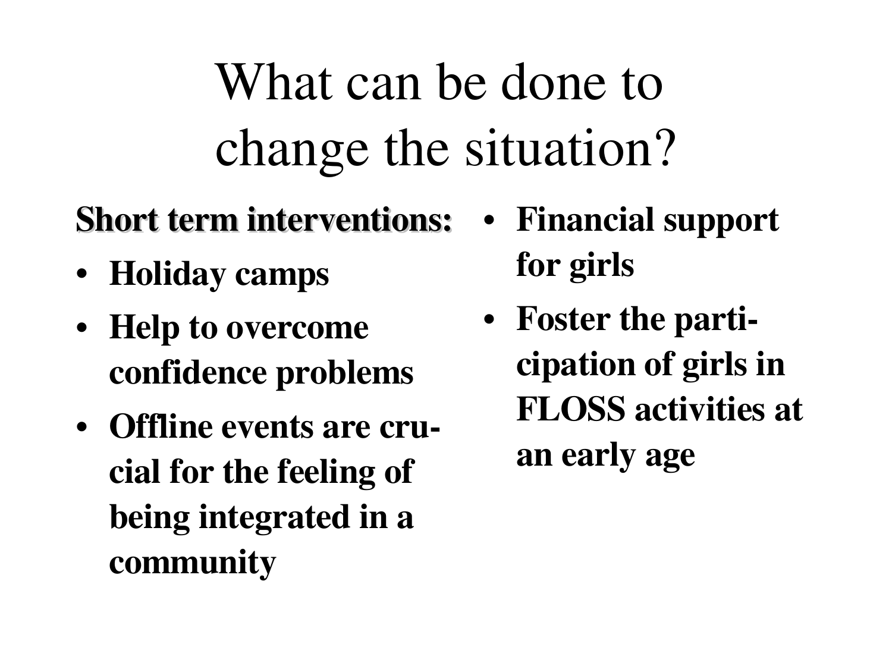# What can be done to change the situation?

**Short term interventions:**

- **Holiday camps**
- **Help to overcome confidence problems**
- **Offline events are crucial for the feeling of being integrated in a community**
- **Financial support for girls**
- **Foster the participation of girls in FLOSS activities at an early age**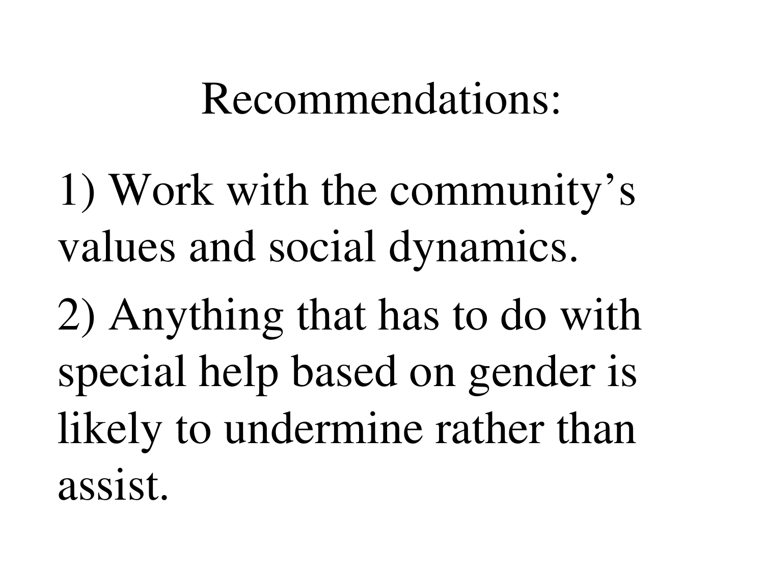# Recommendations:

1) Work with the community's values and social dynamics.

2) Anything that has to do with special help based on gender is likely to undermine rather than assist.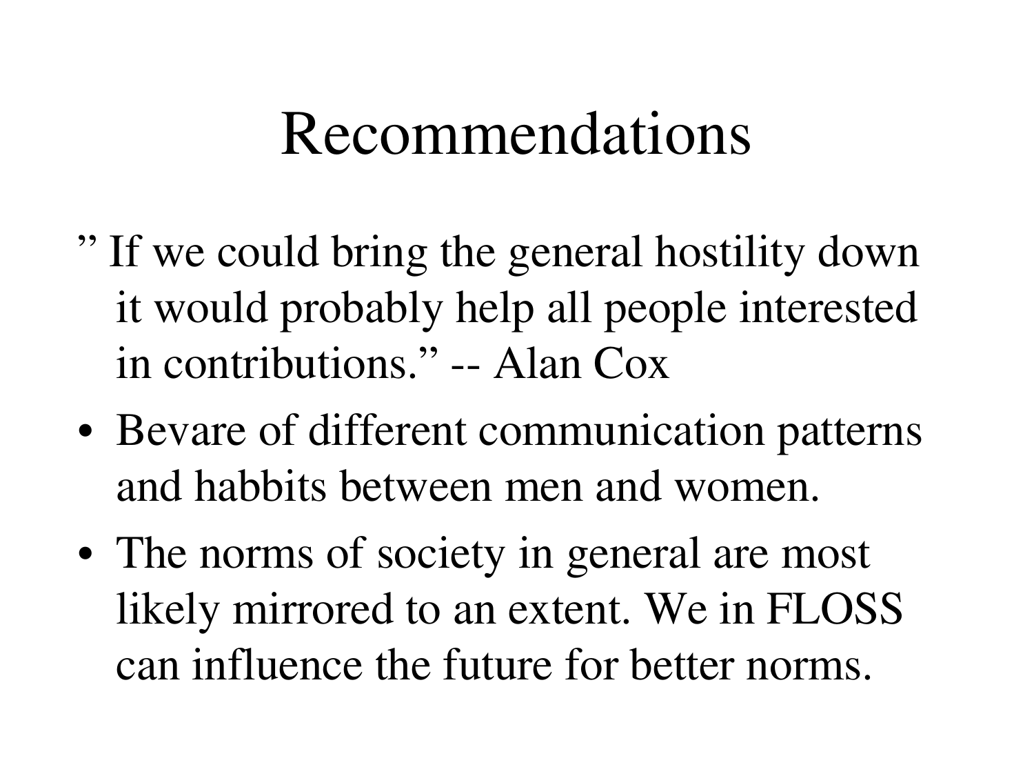# Recommendations

” If we could bring the general hostility down it would probably help all people interested in contributions.” -- Alan Cox

- Bevare of different communication patterns and habbits between men and women.
- The norms of society in general are most likely mirrored to an extent. We in FLOSS can influence the future for better norms.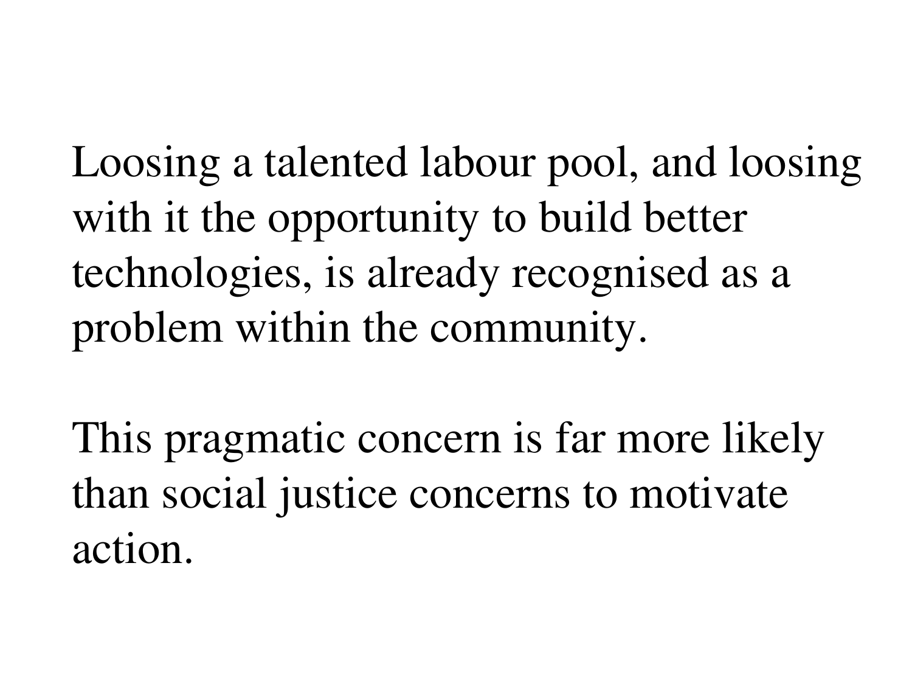Loosing a talented labour pool, and loosing with it the opportunity to build better technologies, is already recognised as a problem within the community.

This pragmatic concern is far more likely than social justice concerns to motivate action.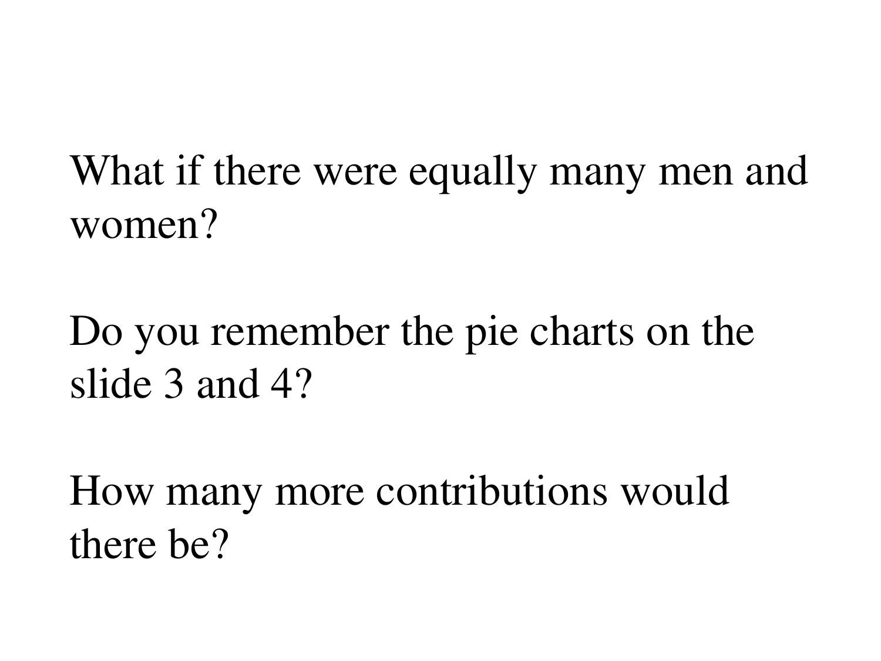What if there were equally many men and women?

Do you remember the pie charts on the slide 3 and 4?

How many more contributions would there be?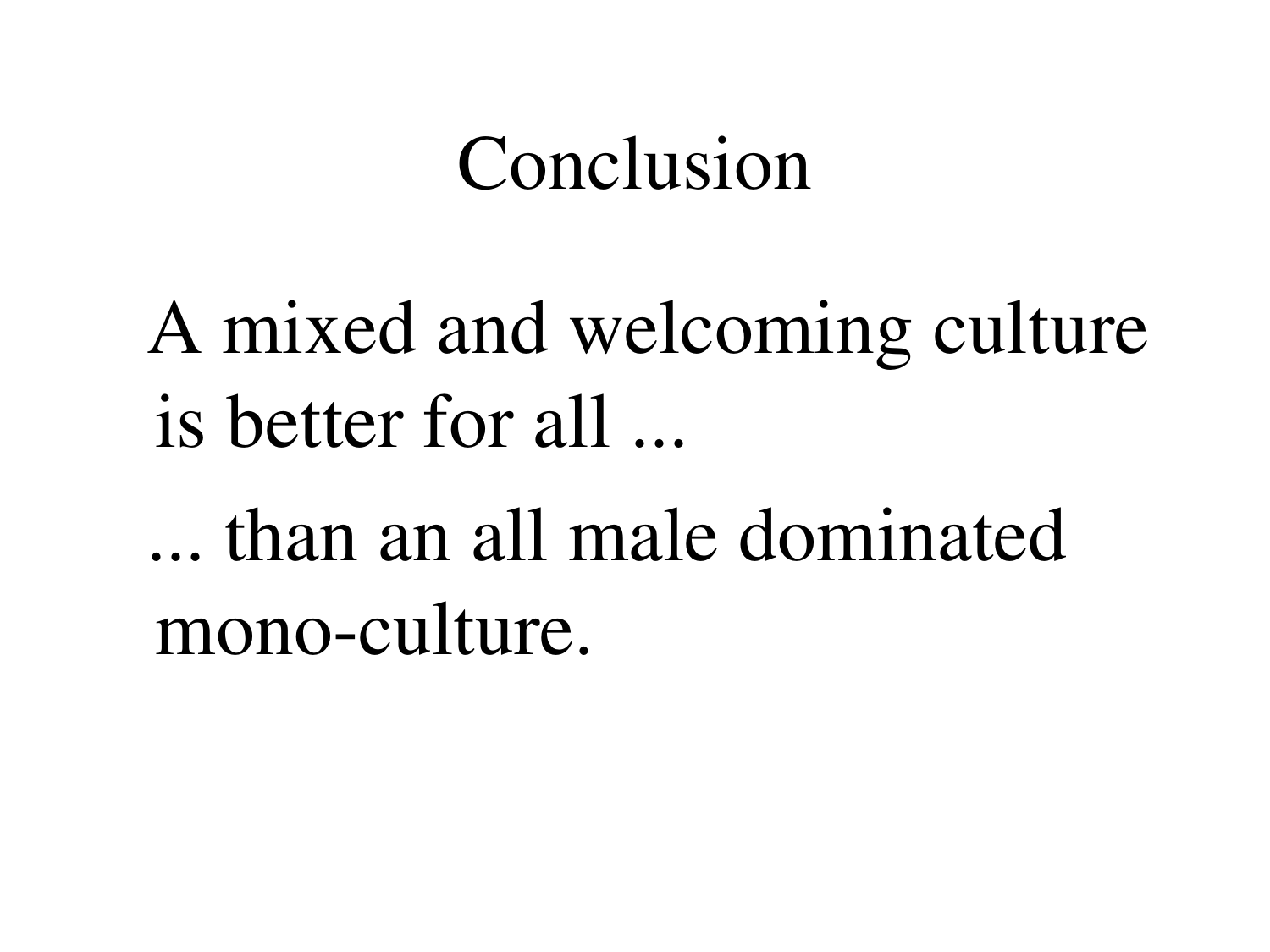# Conclusion

A mixed and welcoming culture is better for all ...

... than an all male dominated mono-culture.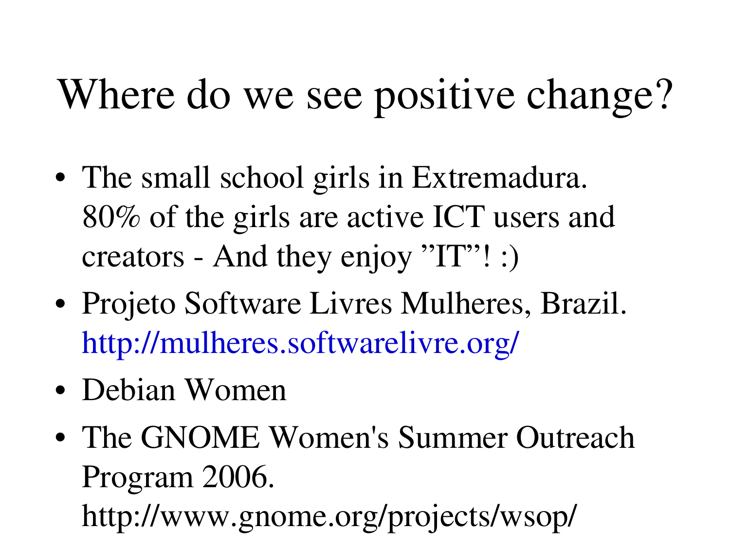# Where do we see positive change?

- The small school girls in Extremadura. 80% of the girls are active ICT users and creators - And they enjoy ”IT”! :)
- Projeto Software Livres Mulheres, Brazil. http://mulheres.softwarelivre.org/
- Debian Women
- The GNOME Women's Summer Outreach Program 2006. http://www.gnome.org/projects/wsop/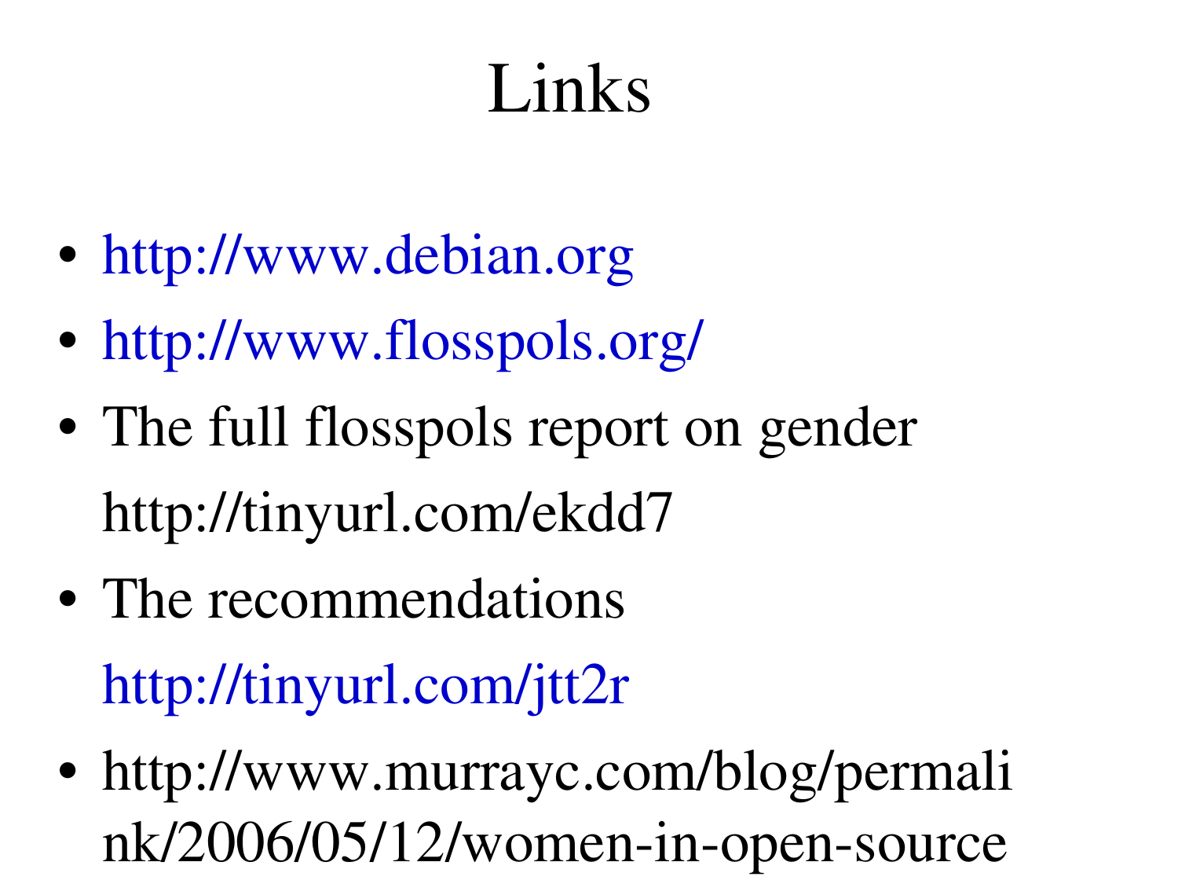# Links

- http://www.debian.org
- http://www.flosspols.org/
- The full flosspols report on gender
  http://tinyurl.com/ekdd7
- The recommendations
  http://tinyurl.com/jtt2r
- http://www.murrayc.com/blog/permalink/2006/05/12/women-in-open-source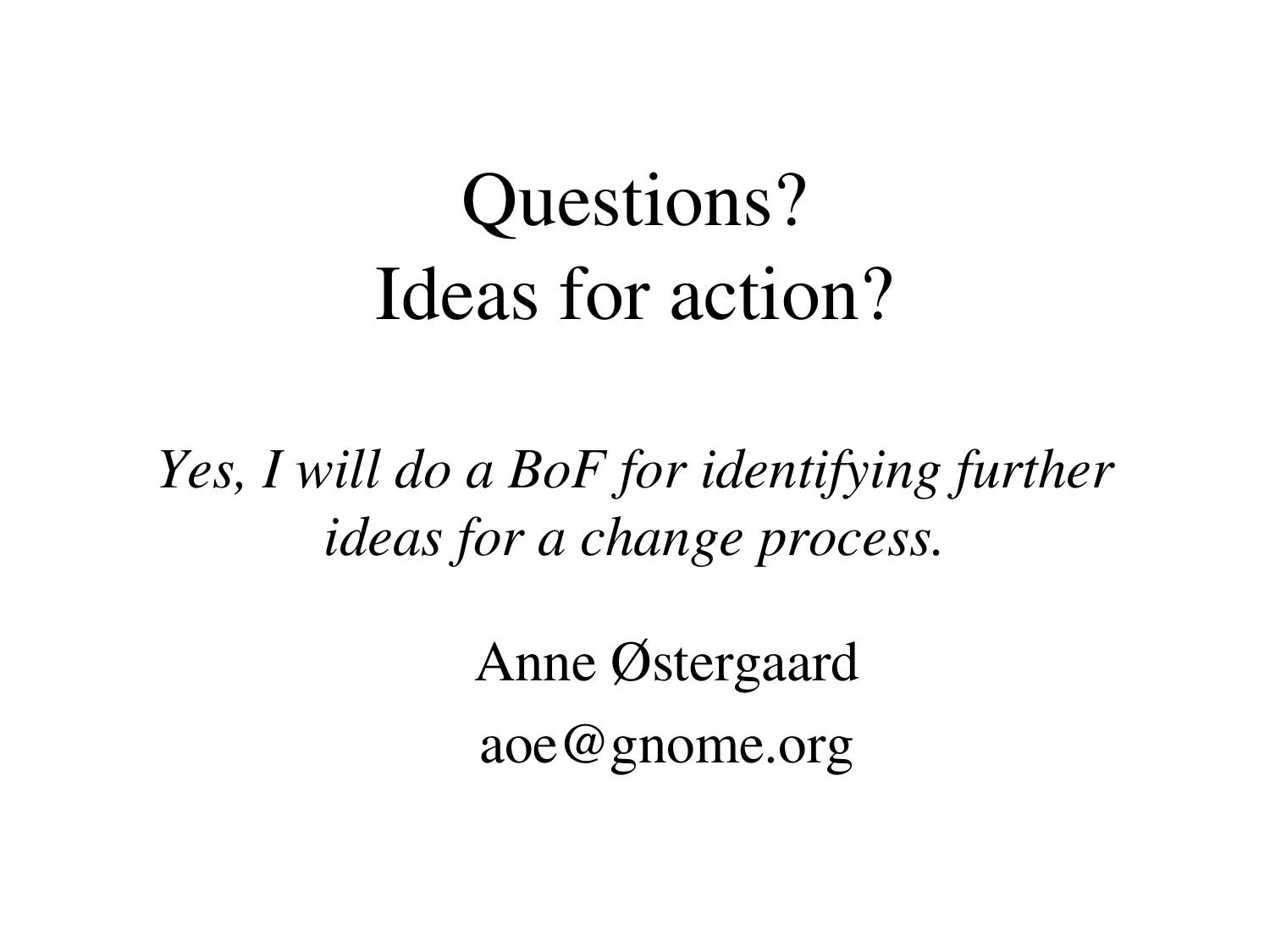# Questions?
# Ideas for action?

*Yes, I will do a BoF for identifying further ideas for a change process.*

Anne Østergaard

aoe@gnome.org